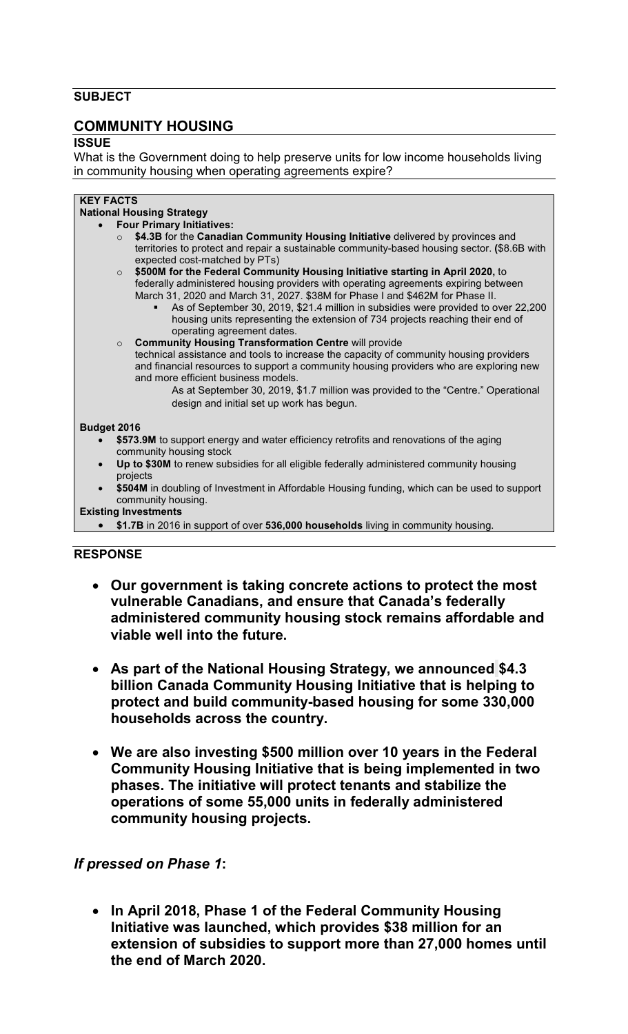## SUBJECT

# COMMUNITY HOUSING

## ISSUE

What is the Government doing to help preserve units for low income households living in community housing when operating agreements expire?

### KEY FACTS

**National Housing Strategy**

- **Four Primary Initiatives:**
  - **$4.3B** for the **Canadian Community Housing Initiative** delivered by provinces and territories to protect and repair a sustainable community-based housing sector. **(**$8.6B with expected cost-matched by PTs)
  - **$500M for the Federal Community Housing Initiative starting in April 2020,** to federally administered housing providers with operating agreements expiring between March 31, 2020 and March 31, 2027. $38M for Phase I and $462M for Phase II.
    - As of September 30, 2019, $21.4 million in subsidies were provided to over 22,200 housing units representing the extension of 734 projects reaching their end of operating agreement dates.
  - **Community Housing Transformation Centre** will provide technical assistance and tools to increase the capacity of community housing providers and financial resources to support a community housing providers who are exploring new and more efficient business models.

    As at September 30, 2019, $1.7 million was provided to the "Centre." Operational design and initial set up work has begun.

**Budget 2016**

- **$573.9M** to support energy and water efficiency retrofits and renovations of the aging community housing stock
- **Up to $30M** to renew subsidies for all eligible federally administered community housing projects
- **$504M** in doubling of Investment in Affordable Housing funding, which can be used to support community housing.

**Existing Investments**

- **$1.7B** in 2016 in support of over **536,000 households** living in community housing.

## RESPONSE

- **Our government is taking concrete actions to protect the most vulnerable Canadians, and ensure that Canada's federally administered community housing stock remains affordable and viable well into the future.**
- **As part of the National Housing Strategy, we announced $4.3 billion Canada Community Housing Initiative that is helping to protect and build community-based housing for some 330,000 households across the country.**
- **We are also investing $500 million over 10 years in the Federal Community Housing Initiative that is being implemented in two phases. The initiative will protect tenants and stabilize the operations of some 55,000 units in federally administered community housing projects.**

***If pressed on Phase 1*:**

- **In April 2018, Phase 1 of the Federal Community Housing Initiative was launched, which provides $38 million for an extension of subsidies to support more than 27,000 homes until the end of March 2020.**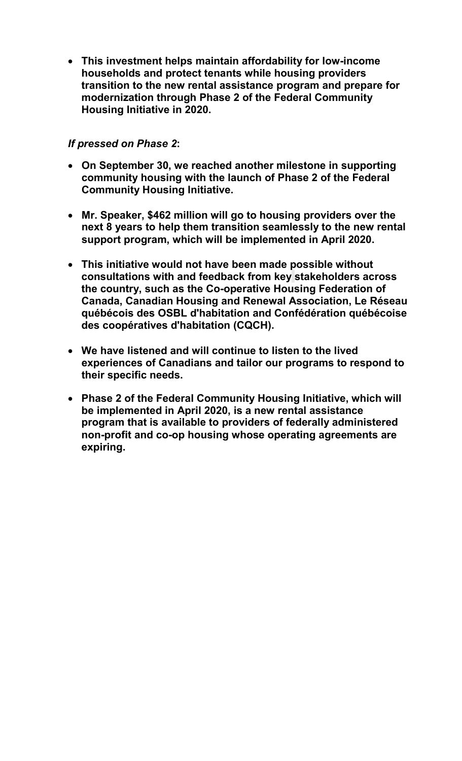- **This investment helps maintain affordability for low-income households and protect tenants while housing providers transition to the new rental assistance program and prepare for modernization through Phase 2 of the Federal Community Housing Initiative in 2020.**

***If pressed on Phase 2*:**

- **On September 30, we reached another milestone in supporting community housing with the launch of Phase 2 of the Federal Community Housing Initiative.**
- **Mr. Speaker, $462 million will go to housing providers over the next 8 years to help them transition seamlessly to the new rental support program, which will be implemented in April 2020.**
- **This initiative would not have been made possible without consultations with and feedback from key stakeholders across the country, such as the Co-operative Housing Federation of Canada, Canadian Housing and Renewal Association, Le Réseau québécois des OSBL d'habitation and Confédération québécoise des coopératives d'habitation (CQCH).**
- **We have listened and will continue to listen to the lived experiences of Canadians and tailor our programs to respond to their specific needs.**
- **Phase 2 of the Federal Community Housing Initiative, which will be implemented in April 2020, is a new rental assistance program that is available to providers of federally administered non-profit and co-op housing whose operating agreements are expiring.**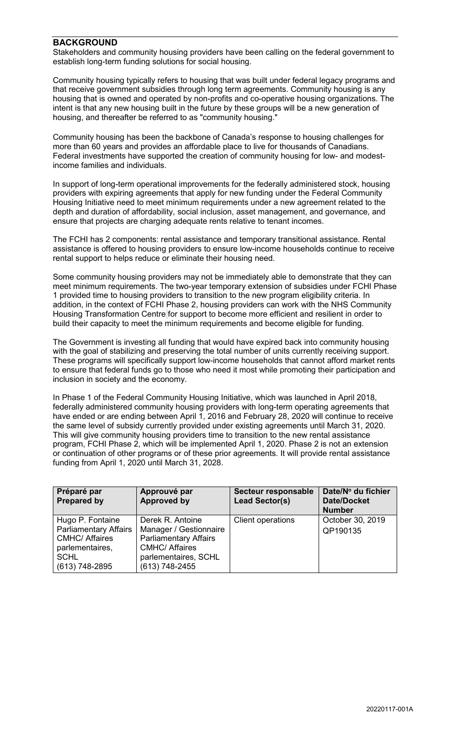## BACKGROUND

Stakeholders and community housing providers have been calling on the federal government to establish long-term funding solutions for social housing.

Community housing typically refers to housing that was built under federal legacy programs and that receive government subsidies through long term agreements. Community housing is any housing that is owned and operated by non-profits and co-operative housing organizations. The intent is that any new housing built in the future by these groups will be a new generation of housing, and thereafter be referred to as "community housing."

Community housing has been the backbone of Canada's response to housing challenges for more than 60 years and provides an affordable place to live for thousands of Canadians. Federal investments have supported the creation of community housing for low- and modest-income families and individuals.

In support of long-term operational improvements for the federally administered stock, housing providers with expiring agreements that apply for new funding under the Federal Community Housing Initiative need to meet minimum requirements under a new agreement related to the depth and duration of affordability, social inclusion, asset management, and governance, and ensure that projects are charging adequate rents relative to tenant incomes.

The FCHI has 2 components: rental assistance and temporary transitional assistance. Rental assistance is offered to housing providers to ensure low-income households continue to receive rental support to helps reduce or eliminate their housing need.

Some community housing providers may not be immediately able to demonstrate that they can meet minimum requirements. The two-year temporary extension of subsidies under FCHI Phase 1 provided time to housing providers to transition to the new program eligibility criteria. In addition, in the context of FCHI Phase 2, housing providers can work with the NHS Community Housing Transformation Centre for support to become more efficient and resilient in order to build their capacity to meet the minimum requirements and become eligible for funding.

The Government is investing all funding that would have expired back into community housing with the goal of stabilizing and preserving the total number of units currently receiving support. These programs will specifically support low-income households that cannot afford market rents to ensure that federal funds go to those who need it most while promoting their participation and inclusion in society and the economy.

In Phase 1 of the Federal Community Housing Initiative, which was launched in April 2018, federally administered community housing providers with long-term operating agreements that have ended or are ending between April 1, 2016 and February 28, 2020 will continue to receive the same level of subsidy currently provided under existing agreements until March 31, 2020. This will give community housing providers time to transition to the new rental assistance program, FCHI Phase 2, which will be implemented April 1, 2020. Phase 2 is not an extension or continuation of other programs or of these prior agreements. It will provide rental assistance funding from April 1, 2020 until March 31, 2028.

| Préparé par<br>Prepared by | Approuvé par<br>Approved by | Secteur responsable<br>Lead Sector(s) | Date/N° du fichier<br>Date/Docket Number |
|---|---|---|---|
| Hugo P. Fontaine<br>Parliamentary Affairs<br>CMHC/ Affaires parlementaires, SCHL<br>(613) 748-2895 | Derek R. Antoine<br>Manager / Gestionnaire<br>Parliamentary Affairs<br>CMHC/ Affaires parlementaires, SCHL<br>(613) 748-2455 | Client operations | October 30, 2019<br>QP190135 |

20220117-001A